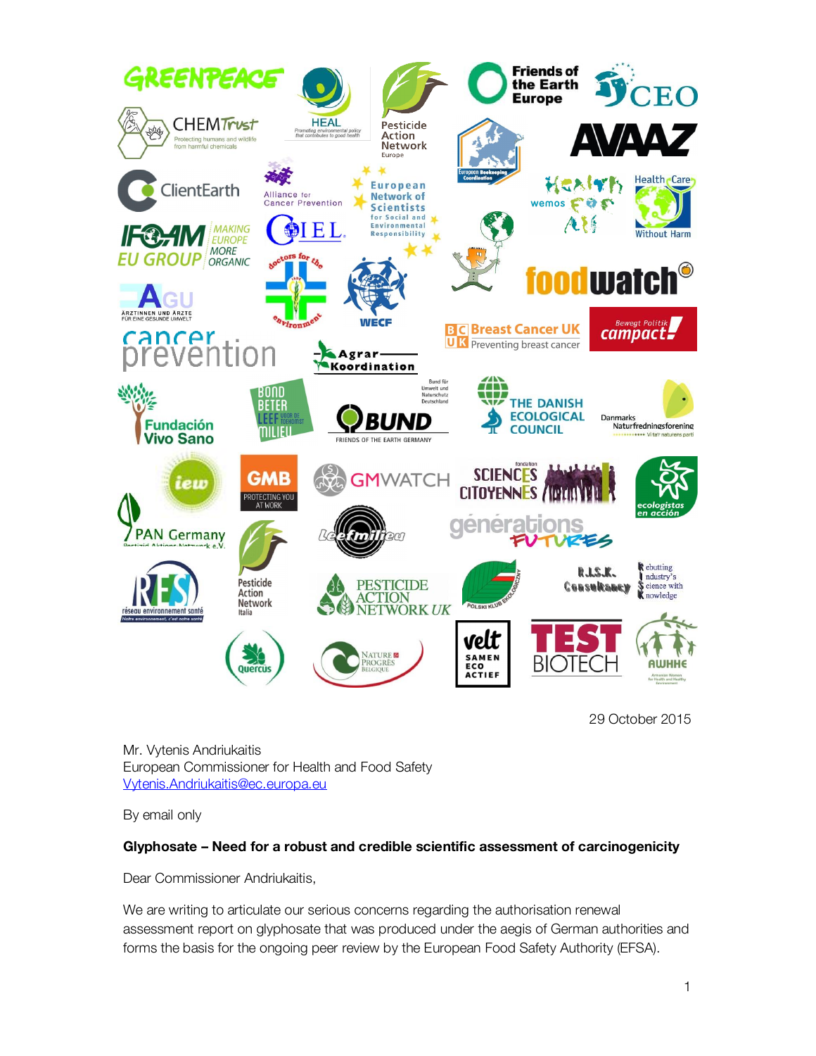29 October 2015

Mr. Vytenis Andriukaitis
European Commissioner for Health and Food Safety
Vytenis.Andriukaitis@ec.europa.eu

By email only

**Glyphosate – Need for a robust and credible scientific assessment of carcinogenicity**

Dear Commissioner Andriukaitis,

We are writing to articulate our serious concerns regarding the authorisation renewal assessment report on glyphosate that was produced under the aegis of German authorities and forms the basis for the ongoing peer review by the European Food Safety Authority (EFSA).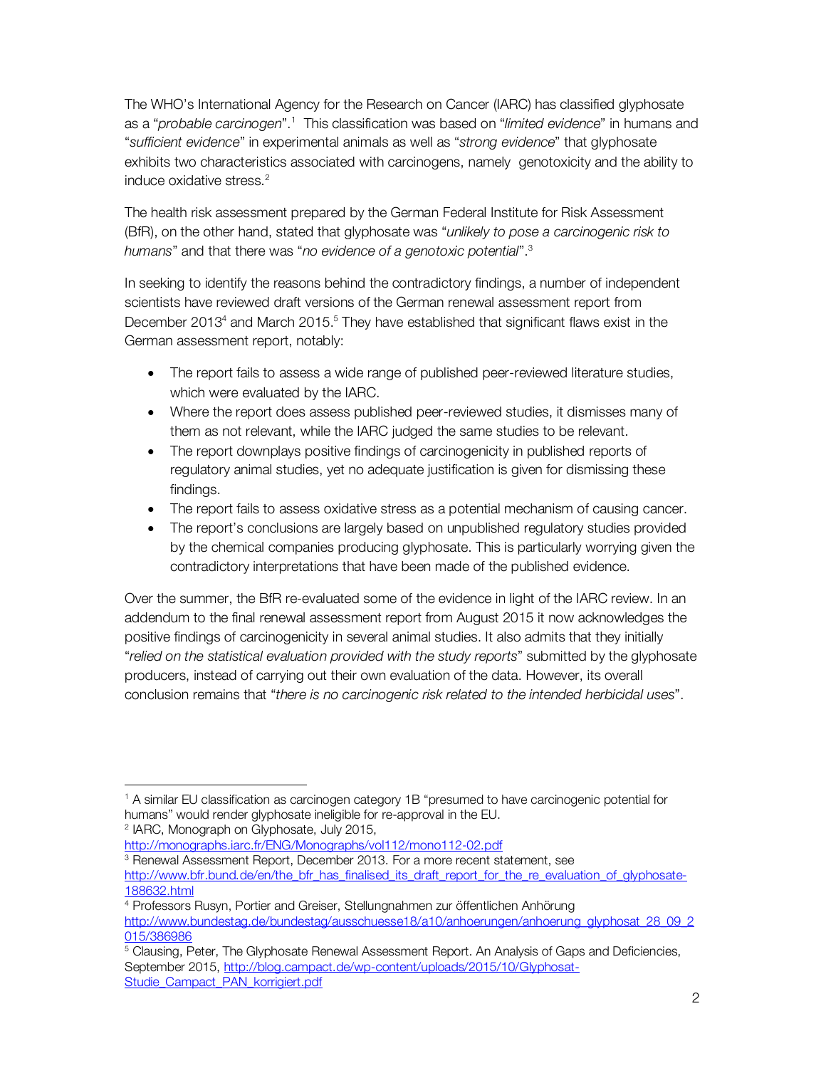The WHO's International Agency for the Research on Cancer (IARC) has classified glyphosate as a "*probable carcinogen*".[1] This classification was based on "*limited evidence*" in humans and "*sufficient evidence*" in experimental animals as well as "*strong evidence*" that glyphosate exhibits two characteristics associated with carcinogens, namely genotoxicity and the ability to induce oxidative stress.[2]

The health risk assessment prepared by the German Federal Institute for Risk Assessment (BfR), on the other hand, stated that glyphosate was "*unlikely to pose a carcinogenic risk to humans*" and that there was "*no evidence of a genotoxic potential*".[3]

In seeking to identify the reasons behind the contradictory findings, a number of independent scientists have reviewed draft versions of the German renewal assessment report from December 2013[4] and March 2015.[5] They have established that significant flaws exist in the German assessment report, notably:

- The report fails to assess a wide range of published peer-reviewed literature studies, which were evaluated by the IARC.
- Where the report does assess published peer-reviewed studies, it dismisses many of them as not relevant, while the IARC judged the same studies to be relevant.
- The report downplays positive findings of carcinogenicity in published reports of regulatory animal studies, yet no adequate justification is given for dismissing these findings.
- The report fails to assess oxidative stress as a potential mechanism of causing cancer.
- The report's conclusions are largely based on unpublished regulatory studies provided by the chemical companies producing glyphosate. This is particularly worrying given the contradictory interpretations that have been made of the published evidence.

Over the summer, the BfR re-evaluated some of the evidence in light of the IARC review. In an addendum to the final renewal assessment report from August 2015 it now acknowledges the positive findings of carcinogenicity in several animal studies. It also admits that they initially "*relied on the statistical evaluation provided with the study reports*" submitted by the glyphosate producers, instead of carrying out their own evaluation of the data. However, its overall conclusion remains that "*there is no carcinogenic risk related to the intended herbicidal uses*".

---

[1] A similar EU classification as carcinogen category 1B "presumed to have carcinogenic potential for humans" would render glyphosate ineligible for re-approval in the EU.

[2] IARC, Monograph on Glyphosate, July 2015, http://monographs.iarc.fr/ENG/Monographs/vol112/mono112-02.pdf

[3] Renewal Assessment Report, December 2013. For a more recent statement, see http://www.bfr.bund.de/en/the_bfr_has_finalised_its_draft_report_for_the_re_evaluation_of_glyphosate-188632.html

[4] Professors Rusyn, Portier and Greiser, Stellungnahmen zur öffentlichen Anhörung http://www.bundestag.de/bundestag/ausschuesse18/a10/anhoerungen/anhoerung_glyphosat_28_09_2015/386986

[5] Clausing, Peter, The Glyphosate Renewal Assessment Report. An Analysis of Gaps and Deficiencies, September 2015, http://blog.campact.de/wp-content/uploads/2015/10/Glyphosat-Studie_Campact_PAN_korrigiert.pdf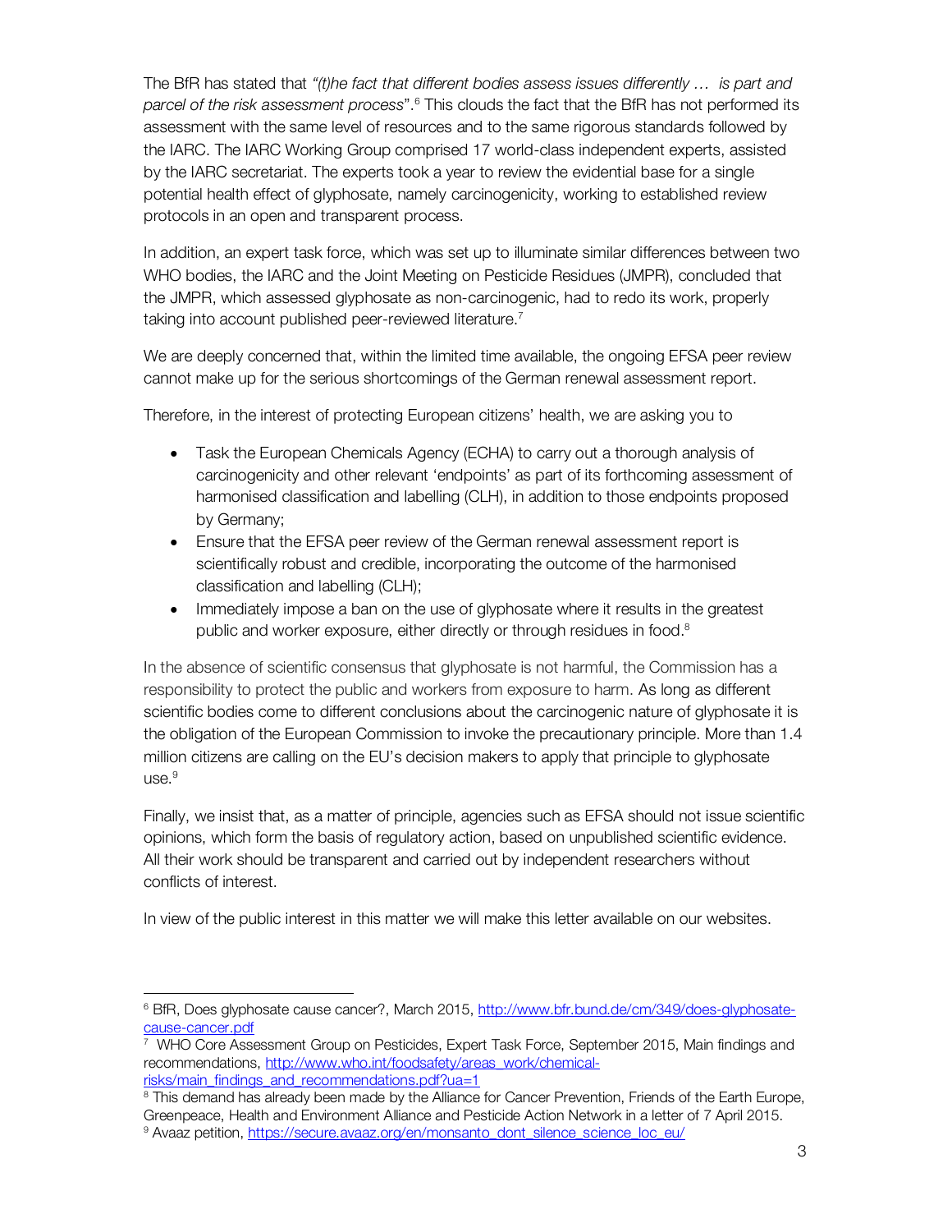The BfR has stated that *"(t)he fact that different bodies assess issues differently … is part and parcel of the risk assessment process*".[6] This clouds the fact that the BfR has not performed its assessment with the same level of resources and to the same rigorous standards followed by the IARC. The IARC Working Group comprised 17 world-class independent experts, assisted by the IARC secretariat. The experts took a year to review the evidential base for a single potential health effect of glyphosate, namely carcinogenicity, working to established review protocols in an open and transparent process.

In addition, an expert task force, which was set up to illuminate similar differences between two WHO bodies, the IARC and the Joint Meeting on Pesticide Residues (JMPR), concluded that the JMPR, which assessed glyphosate as non-carcinogenic, had to redo its work, properly taking into account published peer-reviewed literature.[7]

We are deeply concerned that, within the limited time available, the ongoing EFSA peer review cannot make up for the serious shortcomings of the German renewal assessment report.

Therefore, in the interest of protecting European citizens' health, we are asking you to

- Task the European Chemicals Agency (ECHA) to carry out a thorough analysis of carcinogenicity and other relevant 'endpoints' as part of its forthcoming assessment of harmonised classification and labelling (CLH), in addition to those endpoints proposed by Germany;
- Ensure that the EFSA peer review of the German renewal assessment report is scientifically robust and credible, incorporating the outcome of the harmonised classification and labelling (CLH);
- Immediately impose a ban on the use of glyphosate where it results in the greatest public and worker exposure, either directly or through residues in food.[8]

In the absence of scientific consensus that glyphosate is not harmful, the Commission has a responsibility to protect the public and workers from exposure to harm. As long as different scientific bodies come to different conclusions about the carcinogenic nature of glyphosate it is the obligation of the European Commission to invoke the precautionary principle. More than 1.4 million citizens are calling on the EU's decision makers to apply that principle to glyphosate use.[9]

Finally, we insist that, as a matter of principle, agencies such as EFSA should not issue scientific opinions, which form the basis of regulatory action, based on unpublished scientific evidence. All their work should be transparent and carried out by independent researchers without conflicts of interest.

In view of the public interest in this matter we will make this letter available on our websites.

---

[6] BfR, Does glyphosate cause cancer?, March 2015, http://www.bfr.bund.de/cm/349/does-glyphosate-cause-cancer.pdf

[7] WHO Core Assessment Group on Pesticides, Expert Task Force, September 2015, Main findings and recommendations, http://www.who.int/foodsafety/areas_work/chemical-risks/main_findings_and_recommendations.pdf?ua=1

[8] This demand has already been made by the Alliance for Cancer Prevention, Friends of the Earth Europe, Greenpeace, Health and Environment Alliance and Pesticide Action Network in a letter of 7 April 2015.

[9] Avaaz petition, https://secure.avaaz.org/en/monsanto_dont_silence_science_loc_eu/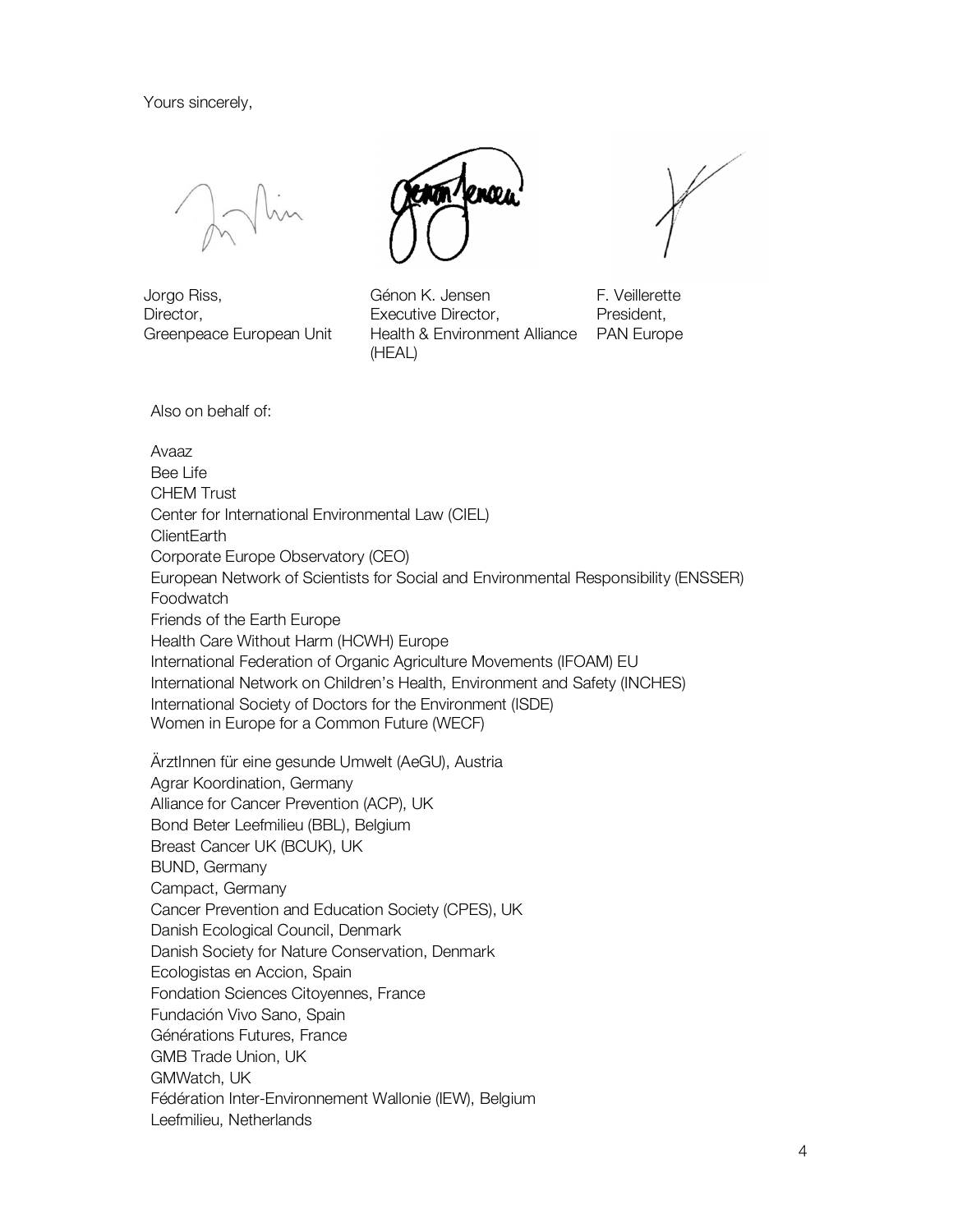Yours sincerely,

Jorgo Riss,
Director,
Greenpeace European Unit

Génon K. Jensen
Executive Director,
Health & Environment Alliance (HEAL)

F. Veillerette
President,
PAN Europe

Also on behalf of:

Avaaz
Bee Life
CHEM Trust
Center for International Environmental Law (CIEL)
ClientEarth
Corporate Europe Observatory (CEO)
European Network of Scientists for Social and Environmental Responsibility (ENSSER)
Foodwatch
Friends of the Earth Europe
Health Care Without Harm (HCWH) Europe
International Federation of Organic Agriculture Movements (IFOAM) EU
International Network on Children's Health, Environment and Safety (INCHES)
International Society of Doctors for the Environment (ISDE)
Women in Europe for a Common Future (WECF)

ÄrztInnen für eine gesunde Umwelt (AeGU), Austria
Agrar Koordination, Germany
Alliance for Cancer Prevention (ACP), UK
Bond Beter Leefmilieu (BBL), Belgium
Breast Cancer UK (BCUK), UK
BUND, Germany
Campact, Germany
Cancer Prevention and Education Society (CPES), UK
Danish Ecological Council, Denmark
Danish Society for Nature Conservation, Denmark
Ecologistas en Accion, Spain
Fondation Sciences Citoyennes, France
Fundación Vivo Sano, Spain
Générations Futures, France
GMB Trade Union, UK
GMWatch, UK
Fédération Inter-Environnement Wallonie (IEW), Belgium
Leefmilieu, Netherlands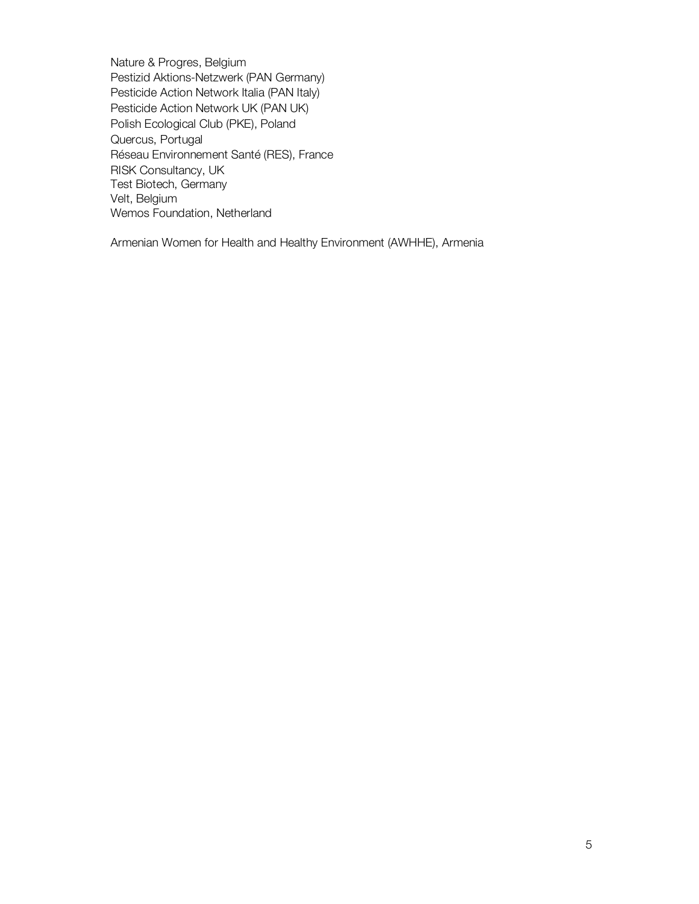Nature & Progres, Belgium
Pestizid Aktions-Netzwerk (PAN Germany)
Pesticide Action Network Italia (PAN Italy)
Pesticide Action Network UK (PAN UK)
Polish Ecological Club (PKE), Poland
Quercus, Portugal
Réseau Environnement Santé (RES), France
RISK Consultancy, UK
Test Biotech, Germany
Velt, Belgium
Wemos Foundation, Netherland

Armenian Women for Health and Healthy Environment (AWHHE), Armenia